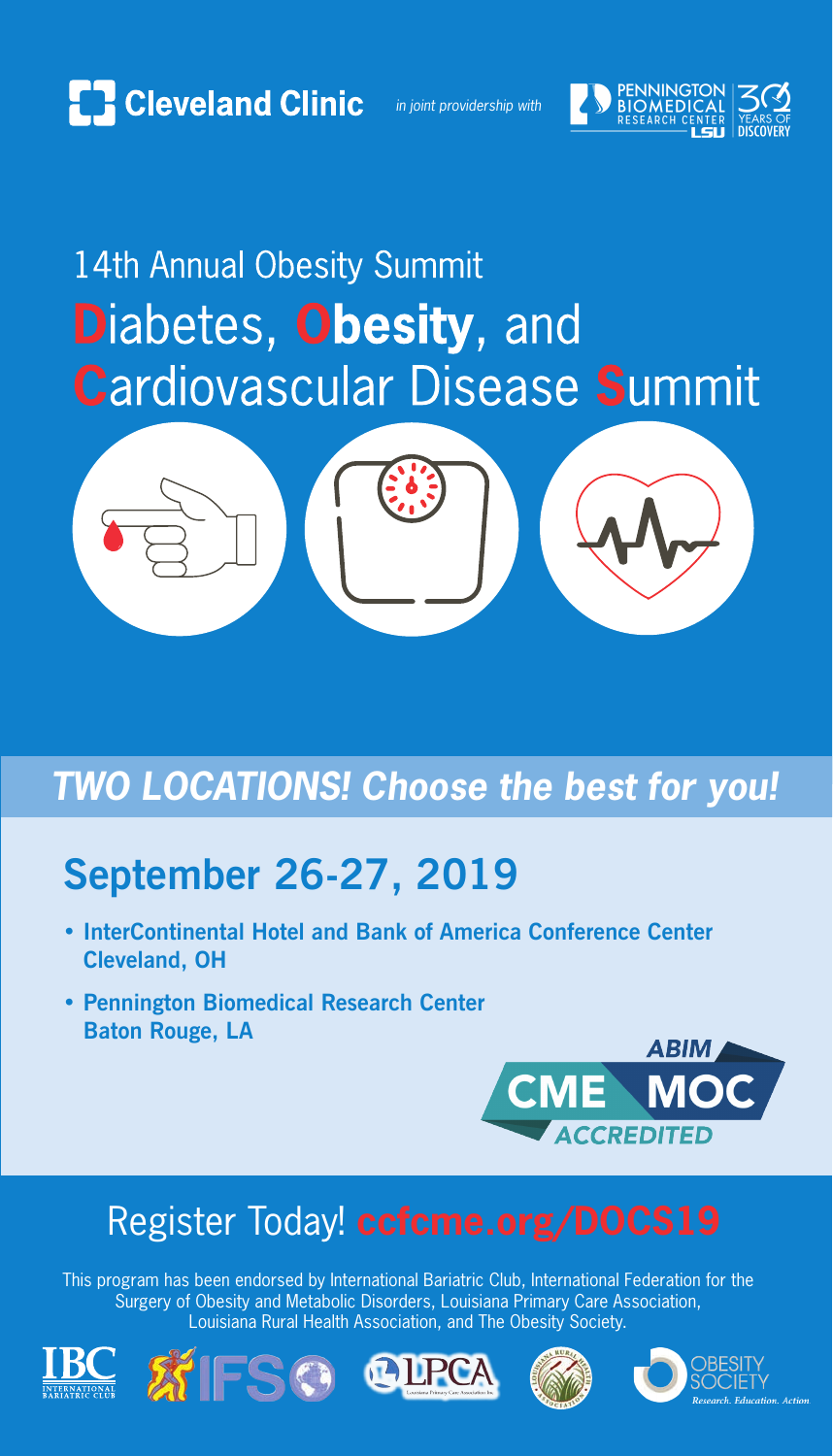Cleveland Clinic *in joint providership with* Pennington Biomedical Research Center LSU — 30 Years of Discovery

# 14th Annual Obesity Summit
# Diabetes, **Obesity**, and Cardiovascular Disease Summit

## *TWO LOCATIONS! Choose the best for you!*

## September 26-27, 2019

- **InterContinental Hotel and Bank of America Conference Center Cleveland, OH**
- **Pennington Biomedical Research Center Baton Rouge, LA**

ABIM CME MOC ACCREDITED

## Register Today! ccfcme.org/DOCS19

This program has been endorsed by International Bariatric Club, International Federation for the Surgery of Obesity and Metabolic Disorders, Louisiana Primary Care Association, Louisiana Rural Health Association, and The Obesity Society.

IBC International Bariatric Club · IFSO · LPCA Louisiana Primary Care Association Inc. · Louisiana Rural Health Association · Obesity Society *Research. Education. Action.*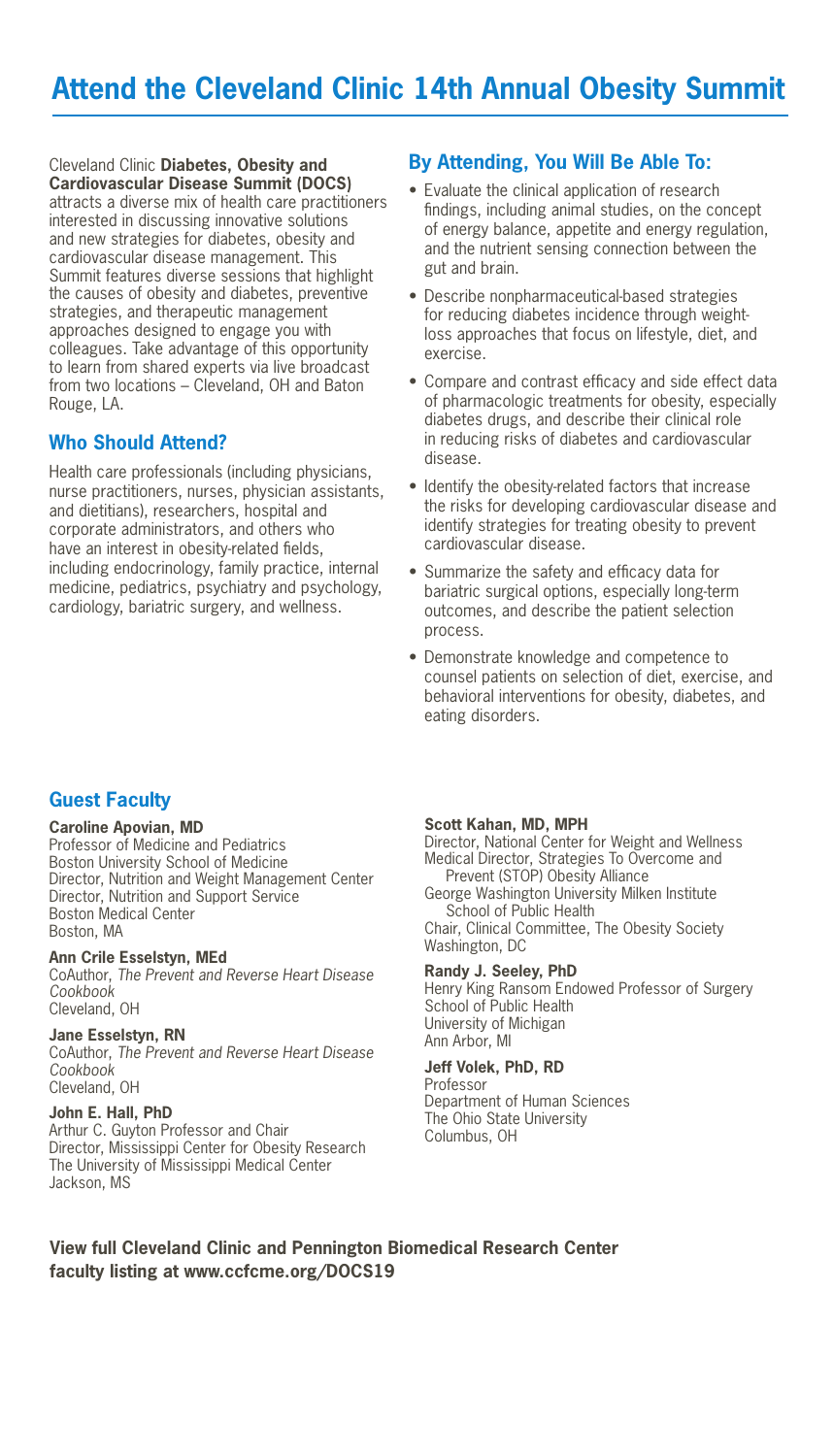# Attend the Cleveland Clinic 14th Annual Obesity Summit

Cleveland Clinic **Diabetes, Obesity and Cardiovascular Disease Summit (DOCS)** attracts a diverse mix of health care practitioners interested in discussing innovative solutions and new strategies for diabetes, obesity and cardiovascular disease management. This Summit features diverse sessions that highlight the causes of obesity and diabetes, preventive strategies, and therapeutic management approaches designed to engage you with colleagues. Take advantage of this opportunity to learn from shared experts via live broadcast from two locations – Cleveland, OH and Baton Rouge, LA.

## Who Should Attend?

Health care professionals (including physicians, nurse practitioners, nurses, physician assistants, and dietitians), researchers, hospital and corporate administrators, and others who have an interest in obesity-related fields, including endocrinology, family practice, internal medicine, pediatrics, psychiatry and psychology, cardiology, bariatric surgery, and wellness.

## By Attending, You Will Be Able To:

- Evaluate the clinical application of research findings, including animal studies, on the concept of energy balance, appetite and energy regulation, and the nutrient sensing connection between the gut and brain.
- Describe nonpharmaceutical-based strategies for reducing diabetes incidence through weight-loss approaches that focus on lifestyle, diet, and exercise.
- Compare and contrast efficacy and side effect data of pharmacologic treatments for obesity, especially diabetes drugs, and describe their clinical role in reducing risks of diabetes and cardiovascular disease.
- Identify the obesity-related factors that increase the risks for developing cardiovascular disease and identify strategies for treating obesity to prevent cardiovascular disease.
- Summarize the safety and efficacy data for bariatric surgical options, especially long-term outcomes, and describe the patient selection process.
- Demonstrate knowledge and competence to counsel patients on selection of diet, exercise, and behavioral interventions for obesity, diabetes, and eating disorders.

## Guest Faculty

**Caroline Apovian, MD**
Professor of Medicine and Pediatrics
Boston University School of Medicine
Director, Nutrition and Weight Management Center
Director, Nutrition and Support Service
Boston Medical Center
Boston, MA

**Ann Crile Esselstyn, MEd**
CoAuthor, *The Prevent and Reverse Heart Disease Cookbook*
Cleveland, OH

**Jane Esselstyn, RN**
CoAuthor, *The Prevent and Reverse Heart Disease Cookbook*
Cleveland, OH

**John E. Hall, PhD**
Arthur C. Guyton Professor and Chair
Director, Mississippi Center for Obesity Research
The University of Mississippi Medical Center
Jackson, MS

**Scott Kahan, MD, MPH**
Director, National Center for Weight and Wellness
Medical Director, Strategies To Overcome and Prevent (STOP) Obesity Alliance
George Washington University Milken Institute School of Public Health
Chair, Clinical Committee, The Obesity Society
Washington, DC

**Randy J. Seeley, PhD**
Henry King Ransom Endowed Professor of Surgery
School of Public Health
University of Michigan
Ann Arbor, MI

**Jeff Volek, PhD, RD**
Professor
Department of Human Sciences
The Ohio State University
Columbus, OH

**View full Cleveland Clinic and Pennington Biomedical Research Center faculty listing at www.ccfcme.org/DOCS19**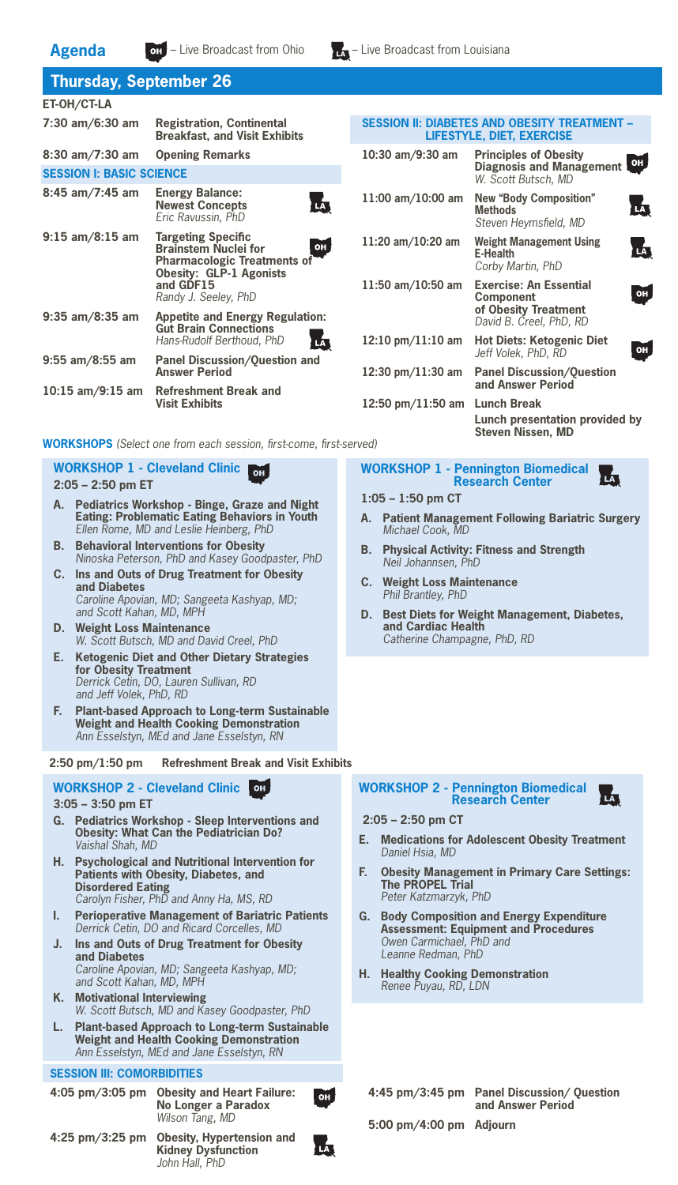## Agenda

OH – Live Broadcast from Ohio   LA – Live Broadcast from Louisiana

### Thursday, September 26

**ET-OH/CT-LA**

| Time | Session |
|---|---|
| 7:30 am/6:30 am | **Registration, Continental Breakfast, and Visit Exhibits** |
| 8:30 am/7:30 am | **Opening Remarks** |

#### SESSION I: BASIC SCIENCE

| Time | Session | |
|---|---|---|
| 8:45 am/7:45 am | **Energy Balance: Newest Concepts** *Eric Ravussin, PhD* | LA |
| 9:15 am/8:15 am | **Targeting Specific Brainstem Nuclei for Pharmacologic Treatments of Obesity: GLP-1 Agonists and GDF15** *Randy J. Seeley, PhD* | OH |
| 9:35 am/8:35 am | **Appetite and Energy Regulation: Gut Brain Connections** *Hans-Rudolf Berthoud, PhD* | LA |
| 9:55 am/8:55 am | **Panel Discussion/Question and Answer Period** | |
| 10:15 am/9:15 am | **Refreshment Break and Visit Exhibits** | |

#### SESSION II: DIABETES AND OBESITY TREATMENT – LIFESTYLE, DIET, EXERCISE

| Time | Session | |
|---|---|---|
| 10:30 am/9:30 am | **Principles of Obesity Diagnosis and Management** *W. Scott Butsch, MD* | OH |
| 11:00 am/10:00 am | **New "Body Composition" Methods** *Steven Heymsfield, MD* | LA |
| 11:20 am/10:20 am | **Weight Management Using E-Health** *Corby Martin, PhD* | LA |
| 11:50 am/10:50 am | **Exercise: An Essential Component of Obesity Treatment** *David B. Creel, PhD, RD* | OH |
| 12:10 pm/11:10 am | **Hot Diets: Ketogenic Diet** *Jeff Volek, PhD, RD* | OH |
| 12:30 pm/11:30 am | **Panel Discussion/Question and Answer Period** | |
| 12:50 pm/11:50 am | **Lunch Break** **Lunch presentation provided by Steven Nissen, MD** | |

**WORKSHOPS** *(Select one from each session, first-come, first-served)*

#### WORKSHOP 1 - Cleveland Clinic (OH)

**2:05 – 2:50 pm ET**

- **A. Pediatrics Workshop - Binge, Graze and Night Eating: Problematic Eating Behaviors in Youth**
  *Ellen Rome, MD and Leslie Heinberg, PhD*
- **B. Behavioral Interventions for Obesity**
  *Ninoska Peterson, PhD and Kasey Goodpaster, PhD*
- **C. Ins and Outs of Drug Treatment for Obesity and Diabetes**
  *Caroline Apovian, MD; Sangeeta Kashyap, MD; and Scott Kahan, MD, MPH*
- **D. Weight Loss Maintenance**
  *W. Scott Butsch, MD and David Creel, PhD*
- **E. Ketogenic Diet and Other Dietary Strategies for Obesity Treatment**
  *Derrick Cetin, DO, Lauren Sullivan, RD and Jeff Volek, PhD, RD*
- **F. Plant-based Approach to Long-term Sustainable Weight and Health Cooking Demonstration**
  *Ann Esselstyn, MEd and Jane Esselstyn, RN*

#### WORKSHOP 1 - Pennington Biomedical Research Center (LA)

**1:05 – 1:50 pm CT**

- **A. Patient Management Following Bariatric Surgery**
  *Michael Cook, MD*
- **B. Physical Activity: Fitness and Strength**
  *Neil Johannsen, PhD*
- **C. Weight Loss Maintenance**
  *Phil Brantley, PhD*
- **D. Best Diets for Weight Management, Diabetes, and Cardiac Health**
  *Catherine Champagne, PhD, RD*

**2:50 pm/1:50 pm** **Refreshment Break and Visit Exhibits**

#### WORKSHOP 2 - Cleveland Clinic (OH)

**3:05 – 3:50 pm ET**

- **G. Pediatrics Workshop - Sleep Interventions and Obesity: What Can the Pediatrician Do?**
  *Vaishal Shah, MD*
- **H. Psychological and Nutritional Intervention for Patients with Obesity, Diabetes, and Disordered Eating**
  *Carolyn Fisher, PhD and Anny Ha, MS, RD*
- **I. Perioperative Management of Bariatric Patients**
  *Derrick Cetin, DO and Ricard Corcelles, MD*
- **J. Ins and Outs of Drug Treatment for Obesity and Diabetes**
  *Caroline Apovian, MD; Sangeeta Kashyap, MD; and Scott Kahan, MD, MPH*
- **K. Motivational Interviewing**
  *W. Scott Butsch, MD and Kasey Goodpaster, PhD*
- **L. Plant-based Approach to Long-term Sustainable Weight and Health Cooking Demonstration**
  *Ann Esselstyn, MEd and Jane Esselstyn, RN*

#### WORKSHOP 2 - Pennington Biomedical Research Center (LA)

**2:05 – 2:50 pm CT**

- **E. Medications for Adolescent Obesity Treatment**
  *Daniel Hsia, MD*
- **F. Obesity Management in Primary Care Settings: The PROPEL Trial**
  *Peter Katzmarzyk, PhD*
- **G. Body Composition and Energy Expenditure Assessment: Equipment and Procedures**
  *Owen Carmichael, PhD and Leanne Redman, PhD*
- **H. Healthy Cooking Demonstration**
  *Renee Puyau, RD, LDN*

#### SESSION III: COMORBIDITIES

| Time | Session | |
|---|---|---|
| 4:05 pm/3:05 pm | **Obesity and Heart Failure: No Longer a Paradox** *Wilson Tang, MD* | OH |
| 4:25 pm/3:25 pm | **Obesity, Hypertension and Kidney Dysfunction** *John Hall, PhD* | LA |
| 4:45 pm/3:45 pm | **Panel Discussion/ Question and Answer Period** | |
| 5:00 pm/4:00 pm | **Adjourn** | |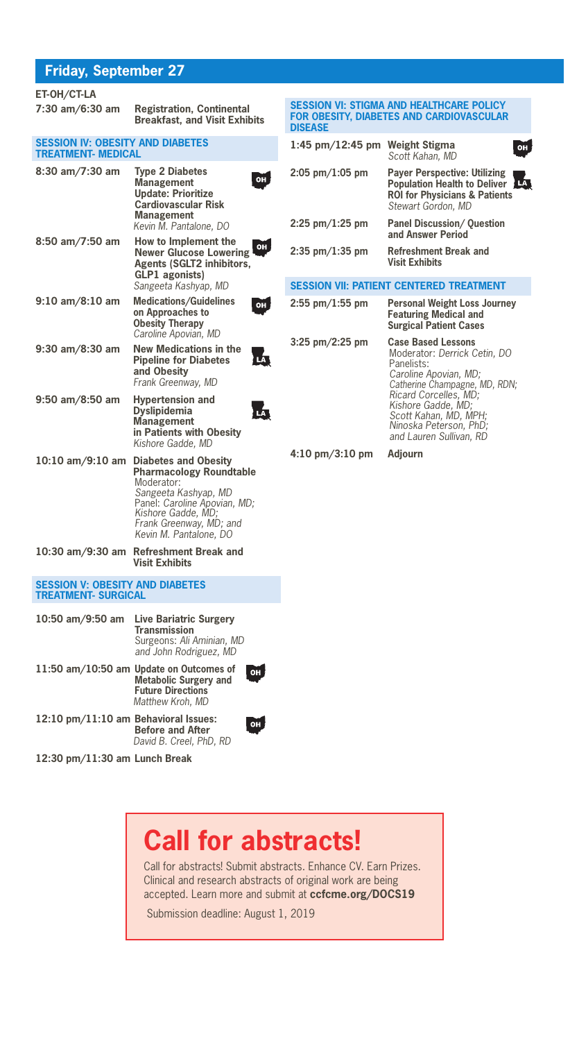## Friday, September 27

**ET-OH/CT-LA**

**7:30 am/6:30 am** — **Registration, Continental Breakfast, and Visit Exhibits**

### SESSION IV: OBESITY AND DIABETES TREATMENT- MEDICAL

**8:30 am/7:30 am** — **Type 2 Diabetes Management Update: Prioritize Cardiovascular Risk Management** (OH)
*Kevin M. Pantalone, DO*

**8:50 am/7:50 am** — **How to Implement the Newer Glucose Lowering Agents (SGLT2 inhibitors, GLP1 agonists)** (OH)
*Sangeeta Kashyap, MD*

**9:10 am/8:10 am** — **Medications/Guidelines on Approaches to Obesity Therapy** (OH)
*Caroline Apovian, MD*

**9:30 am/8:30 am** — **New Medications in the Pipeline for Diabetes and Obesity** (LA)
*Frank Greenway, MD*

**9:50 am/8:50 am** — **Hypertension and Dyslipidemia Management in Patients with Obesity** (LA)
*Kishore Gadde, MD*

**10:10 am/9:10 am** — **Diabetes and Obesity Pharmacology Roundtable**
Moderator: *Sangeeta Kashyap, MD*
Panel: *Caroline Apovian, MD; Kishore Gadde, MD; Frank Greenway, MD; and Kevin M. Pantalone, DO*

**10:30 am/9:30 am** — **Refreshment Break and Visit Exhibits**

### SESSION V: OBESITY AND DIABETES TREATMENT- SURGICAL

**10:50 am/9:50 am** — **Live Bariatric Surgery Transmission**
Surgeons: *Ali Aminian, MD and John Rodriguez, MD*

**11:50 am/10:50 am** — **Update on Outcomes of Metabolic Surgery and Future Directions** (OH)
*Matthew Kroh, MD*

**12:10 pm/11:10 am** — **Behavioral Issues: Before and After** (OH)
*David B. Creel, PhD, RD*

**12:30 pm/11:30 am** — **Lunch Break**

### SESSION VI: STIGMA AND HEALTHCARE POLICY FOR OBESITY, DIABETES AND CARDIOVASCULAR DISEASE

**1:45 pm/12:45 pm** — **Weight Stigma** (OH)
*Scott Kahan, MD*

**2:05 pm/1:05 pm** — **Payer Perspective: Utilizing Population Health to Deliver ROI for Physicians & Patients** (LA)
*Stewart Gordon, MD*

**2:25 pm/1:25 pm** — **Panel Discussion/ Question and Answer Period**

**2:35 pm/1:35 pm** — **Refreshment Break and Visit Exhibits**

### SESSION VII: PATIENT CENTERED TREATMENT

**2:55 pm/1:55 pm** — **Personal Weight Loss Journey Featuring Medical and Surgical Patient Cases**

**3:25 pm/2:25 pm** — **Case Based Lessons**
Moderator: *Derrick Cetin, DO*
Panelists: *Caroline Apovian, MD; Catherine Champagne, MD, RDN; Ricard Corcelles, MD; Kishore Gadde, MD; Scott Kahan, MD, MPH; Ninoska Peterson, PhD; and Lauren Sullivan, RD*

**4:10 pm/3:10 pm** — **Adjourn**

# Call for abstracts!

Call for abstracts! Submit abstracts. Enhance CV. Earn Prizes. Clinical and research abstracts of original work are being accepted. Learn more and submit at **ccfcme.org/DOCS19**

Submission deadline: August 1, 2019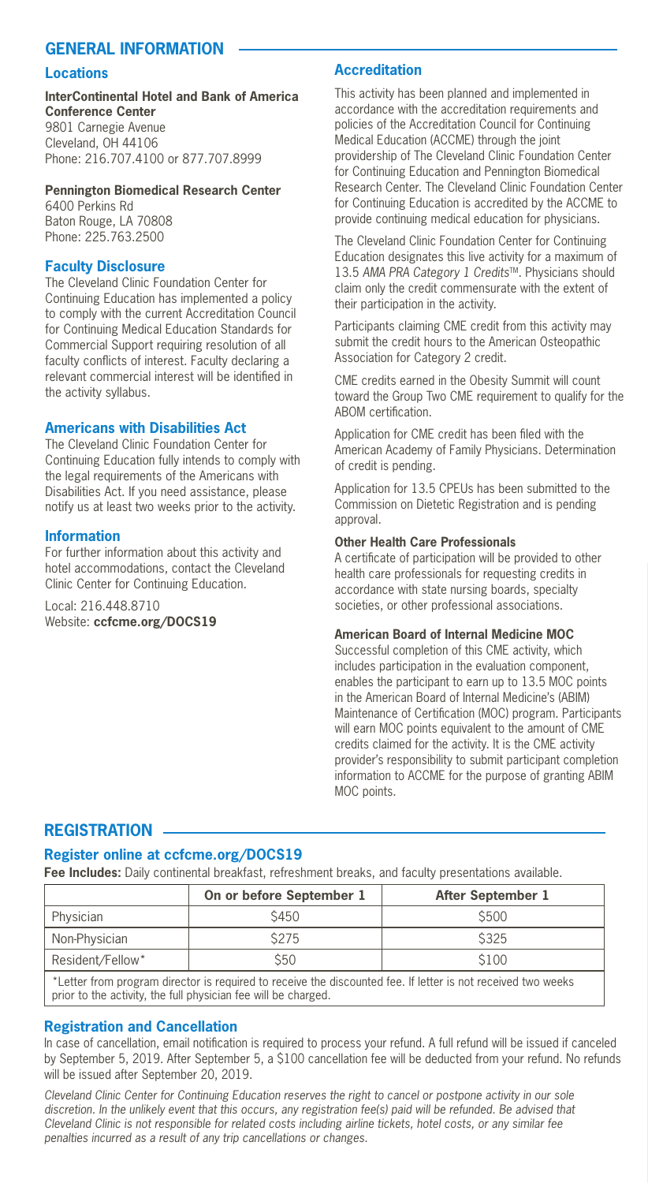## GENERAL INFORMATION

### Locations

**InterContinental Hotel and Bank of America Conference Center**
9801 Carnegie Avenue
Cleveland, OH 44106
Phone: 216.707.4100 or 877.707.8999

**Pennington Biomedical Research Center**
6400 Perkins Rd
Baton Rouge, LA 70808
Phone: 225.763.2500

### Faculty Disclosure

The Cleveland Clinic Foundation Center for Continuing Education has implemented a policy to comply with the current Accreditation Council for Continuing Medical Education Standards for Commercial Support requiring resolution of all faculty conflicts of interest. Faculty declaring a relevant commercial interest will be identified in the activity syllabus.

### Americans with Disabilities Act

The Cleveland Clinic Foundation Center for Continuing Education fully intends to comply with the legal requirements of the Americans with Disabilities Act. If you need assistance, please notify us at least two weeks prior to the activity.

### Information

For further information about this activity and hotel accommodations, contact the Cleveland Clinic Center for Continuing Education.

Local: 216.448.8710
Website: **ccfcme.org/DOCS19**

### Accreditation

This activity has been planned and implemented in accordance with the accreditation requirements and policies of the Accreditation Council for Continuing Medical Education (ACCME) through the joint providership of The Cleveland Clinic Foundation Center for Continuing Education and Pennington Biomedical Research Center. The Cleveland Clinic Foundation Center for Continuing Education is accredited by the ACCME to provide continuing medical education for physicians.

The Cleveland Clinic Foundation Center for Continuing Education designates this live activity for a maximum of 13.5 *AMA PRA Category 1 Credits*™. Physicians should claim only the credit commensurate with the extent of their participation in the activity.

Participants claiming CME credit from this activity may submit the credit hours to the American Osteopathic Association for Category 2 credit.

CME credits earned in the Obesity Summit will count toward the Group Two CME requirement to qualify for the ABOM certification.

Application for CME credit has been filed with the American Academy of Family Physicians. Determination of credit is pending.

Application for 13.5 CPEUs has been submitted to the Commission on Dietetic Registration and is pending approval.

**Other Health Care Professionals**
A certificate of participation will be provided to other health care professionals for requesting credits in accordance with state nursing boards, specialty societies, or other professional associations.

**American Board of Internal Medicine MOC**
Successful completion of this CME activity, which includes participation in the evaluation component, enables the participant to earn up to 13.5 MOC points in the American Board of Internal Medicine's (ABIM) Maintenance of Certification (MOC) program. Participants will earn MOC points equivalent to the amount of CME credits claimed for the activity. It is the CME activity provider's responsibility to submit participant completion information to ACCME for the purpose of granting ABIM MOC points.

## REGISTRATION

### Register online at ccfcme.org/DOCS19

**Fee Includes:** Daily continental breakfast, refreshment breaks, and faculty presentations available.

| | On or before September 1 | After September 1 |
|---|---|---|
| Physician | $450 | $500 |
| Non-Physician | $275 | $325 |
| Resident/Fellow* | $50 | $100 |

*Letter from program director is required to receive the discounted fee. If letter is not received two weeks prior to the activity, the full physician fee will be charged.

### Registration and Cancellation

In case of cancellation, email notification is required to process your refund. A full refund will be issued if canceled by September 5, 2019. After September 5, a $100 cancellation fee will be deducted from your refund. No refunds will be issued after September 20, 2019.

*Cleveland Clinic Center for Continuing Education reserves the right to cancel or postpone activity in our sole discretion. In the unlikely event that this occurs, any registration fee(s) paid will be refunded. Be advised that Cleveland Clinic is not responsible for related costs including airline tickets, hotel costs, or any similar fee penalties incurred as a result of any trip cancellations or changes.*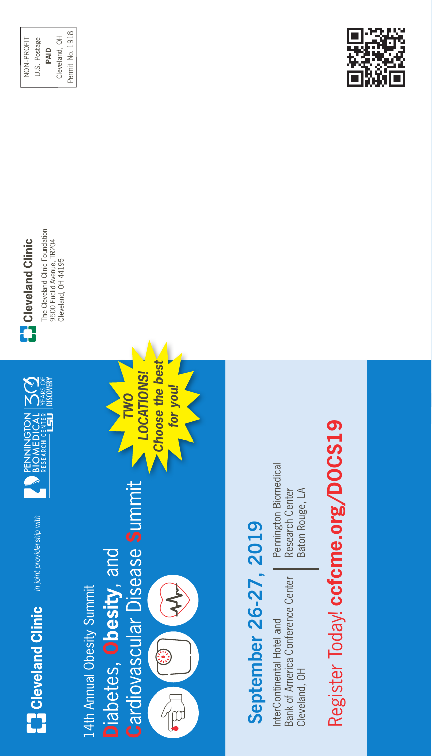Cleveland Clinic *in joint providership with* PENNINGTON BIOMEDICAL RESEARCH CENTER LSU | 30 YEARS OF DISCOVERY

14th Annual Obesity Summit

# Diabetes, Obesity, and Cardiovascular Disease Summit

***TWO LOCATIONS! Choose the best for you!***

## September 26-27, 2019

InterContinental Hotel and
Bank of America Conference Center
Cleveland, OH

Pennington Biomedical
Research Center
Baton Rouge, LA

Register Today! **ccfcme.org/DOCS19**

Cleveland Clinic
The Cleveland Clinic Foundation
9500 Euclid Avenue, TR204
Cleveland, OH 44195

NON-PROFIT
U.S. Postage
**PAID**
Cleveland, OH
Permit No. 1918